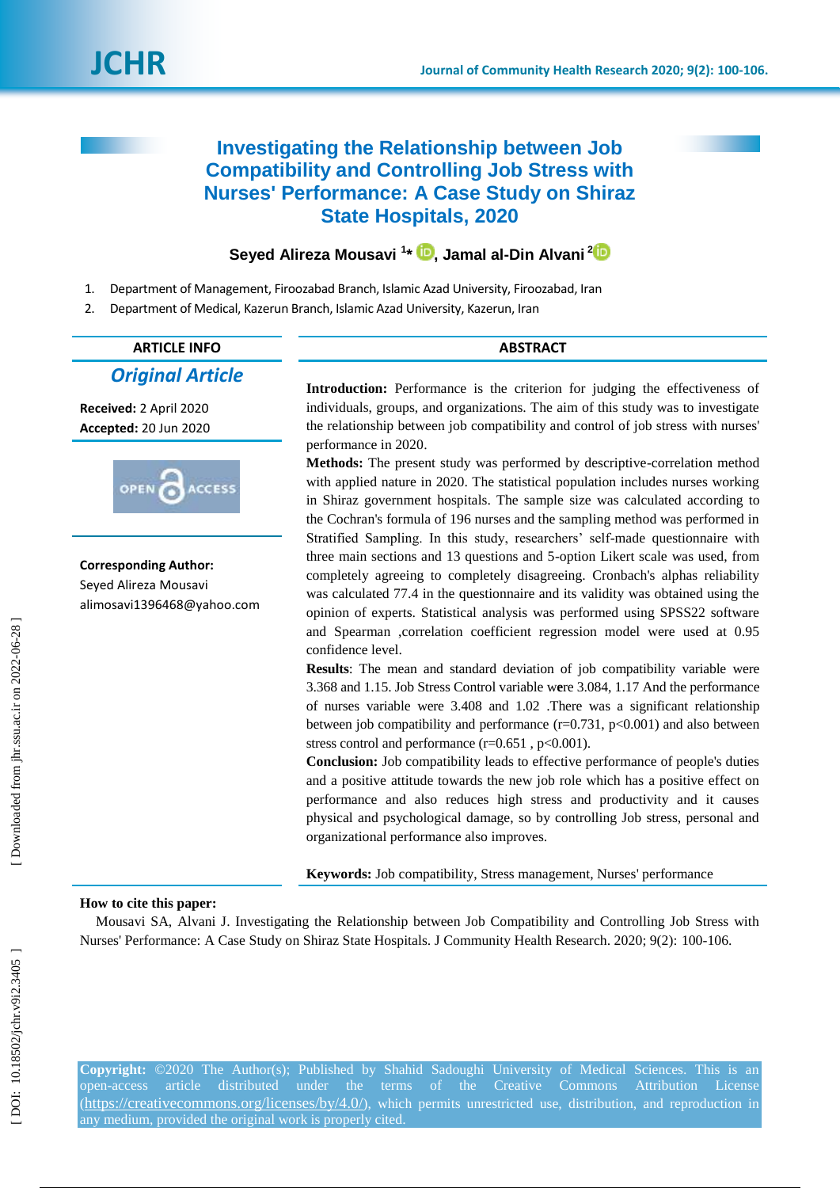# Investigating the Relationship between Job Compatibility and Controlling Job Stress with Nurses' Performance: A Case Study on Shiraz State Hospitals, 2020

**Seyed Alireza Mousavi** [1*], **Jamal al-Din Alvani** [2]

1. Department of Management, Firoozabad Branch, Islamic Azad University, Firoozabad, Iran
2. Department of Medical, Kazerun Branch, Islamic Azad University, Kazerun, Iran

## ARTICLE INFO

***Original Article***

**Received:** 2 April 2020
**Accepted:** 20 Jun 2020

**Corresponding Author:**
Seyed Alireza Mousavi
alimosavi1396468@yahoo.com

## ABSTRACT

**Introduction:** Performance is the criterion for judging the effectiveness of individuals, groups, and organizations. The aim of this study was to investigate the relationship between job compatibility and control of job stress with nurses' performance in 2020.

**Methods:** The present study was performed by descriptive-correlation method with applied nature in 2020. The statistical population includes nurses working in Shiraz government hospitals. The sample size was calculated according to the Cochran's formula of 196 nurses and the sampling method was performed in Stratified Sampling. In this study, researchers' self-made questionnaire with three main sections and 13 questions and 5-option Likert scale was used, from completely agreeing to completely disagreeing. Cronbach's alphas reliability was calculated 77.4 in the questionnaire and its validity was obtained using the opinion of experts. Statistical analysis was performed using SPSS22 software and Spearman ,correlation coefficient regression model were used at 0.95 confidence level.

**Results**: The mean and standard deviation of job compatibility variable were 3.368 and 1.15. Job Stress Control variable were 3.084, 1.17 And the performance of nurses variable were 3.408 and 1.02 .There was a significant relationship between job compatibility and performance ($r=0.731$, $p<0.001$) and also between stress control and performance ($r=0.651$ , $p<0.001$).

**Conclusion:** Job compatibility leads to effective performance of people's duties and a positive attitude towards the new job role which has a positive effect on performance and also reduces high stress and productivity and it causes physical and psychological damage, so by controlling Job stress, personal and organizational performance also improves.

**Keywords:** Job compatibility, Stress management, Nurses' performance

**How to cite this paper:**
Mousavi SA, Alvani J. Investigating the Relationship between Job Compatibility and Controlling Job Stress with Nurses' Performance: A Case Study on Shiraz State Hospitals. J Community Health Research. 2020; 9(2): 100-106.

**Copyright:** ©2020 The Author(s); Published by Shahid Sadoughi University of Medical Sciences. This is an open-access article distributed under the terms of the Creative Commons Attribution License (https://creativecommons.org/licenses/by/4.0/), which permits unrestricted use, distribution, and reproduction in any medium, provided the original work is properly cited.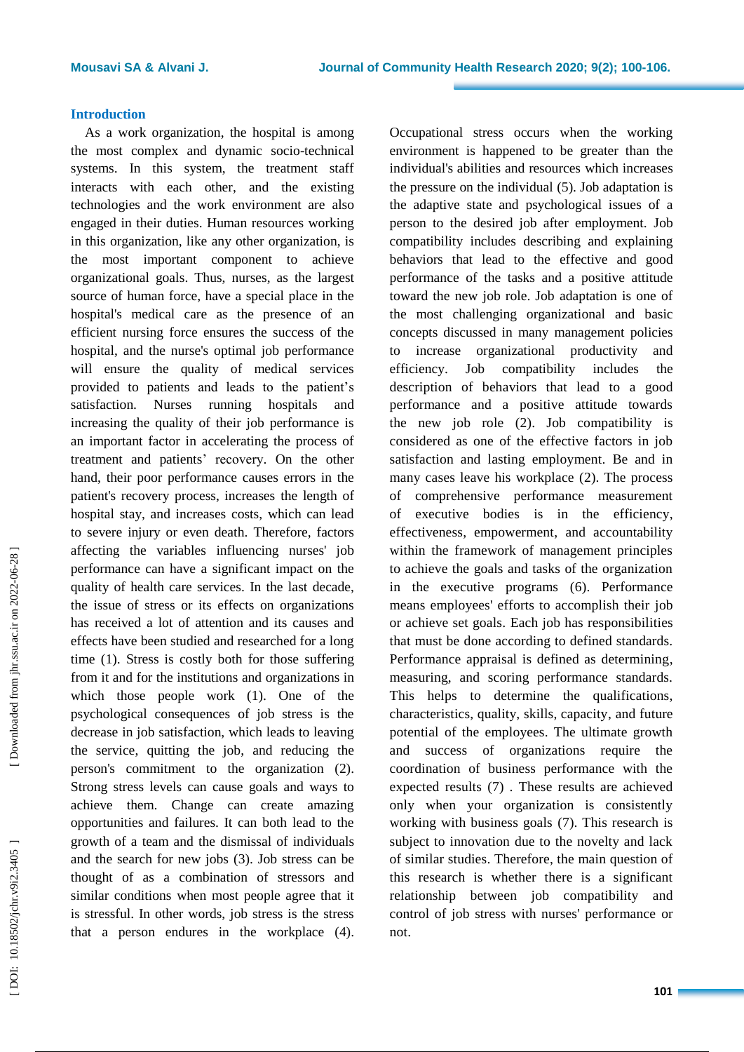## Introduction

As a work organization, the hospital is among the most complex and dynamic socio-technical systems. In this system, the treatment staff interacts with each other, and the existing technologies and the work environment are also engaged in their duties. Human resources working in this organization, like any other organization, is the most important component to achieve organizational goals. Thus, nurses, as the largest source of human force, have a special place in the hospital's medical care as the presence of an efficient nursing force ensures the success of the hospital, and the nurse's optimal job performance will ensure the quality of medical services provided to patients and leads to the patient's satisfaction. Nurses running hospitals and increasing the quality of their job performance is an important factor in accelerating the process of treatment and patients' recovery. On the other hand, their poor performance causes errors in the patient's recovery process, increases the length of hospital stay, and increases costs, which can lead to severe injury or even death. Therefore, factors affecting the variables influencing nurses' job performance can have a significant impact on the quality of health care services. In the last decade, the issue of stress or its effects on organizations has received a lot of attention and its causes and effects have been studied and researched for a long time (1). Stress is costly both for those suffering from it and for the institutions and organizations in which those people work (1). One of the psychological consequences of job stress is the decrease in job satisfaction, which leads to leaving the service, quitting the job, and reducing the person's commitment to the organization (2). Strong stress levels can cause goals and ways to achieve them. Change can create amazing opportunities and failures. It can both lead to the growth of a team and the dismissal of individuals and the search for new jobs (3). Job stress can be thought of as a combination of stressors and similar conditions when most people agree that it is stressful. In other words, job stress is the stress that a person endures in the workplace (4). Occupational stress occurs when the working environment is happened to be greater than the individual's abilities and resources which increases the pressure on the individual (5). Job adaptation is the adaptive state and psychological issues of a person to the desired job after employment. Job compatibility includes describing and explaining behaviors that lead to the effective and good performance of the tasks and a positive attitude toward the new job role. Job adaptation is one of the most challenging organizational and basic concepts discussed in many management policies to increase organizational productivity and efficiency. Job compatibility includes the description of behaviors that lead to a good performance and a positive attitude towards the new job role (2). Job compatibility is considered as one of the effective factors in job satisfaction and lasting employment. Be and in many cases leave his workplace (2). The process of comprehensive performance measurement of executive bodies is in the efficiency, effectiveness, empowerment, and accountability within the framework of management principles to achieve the goals and tasks of the organization in the executive programs (6). Performance means employees' efforts to accomplish their job or achieve set goals. Each job has responsibilities that must be done according to defined standards. Performance appraisal is defined as determining, measuring, and scoring performance standards. This helps to determine the qualifications, characteristics, quality, skills, capacity, and future potential of the employees. The ultimate growth and success of organizations require the coordination of business performance with the expected results (7) . These results are achieved only when your organization is consistently working with business goals (7). This research is subject to innovation due to the novelty and lack of similar studies. Therefore, the main question of this research is whether there is a significant relationship between job compatibility and control of job stress with nurses' performance or not.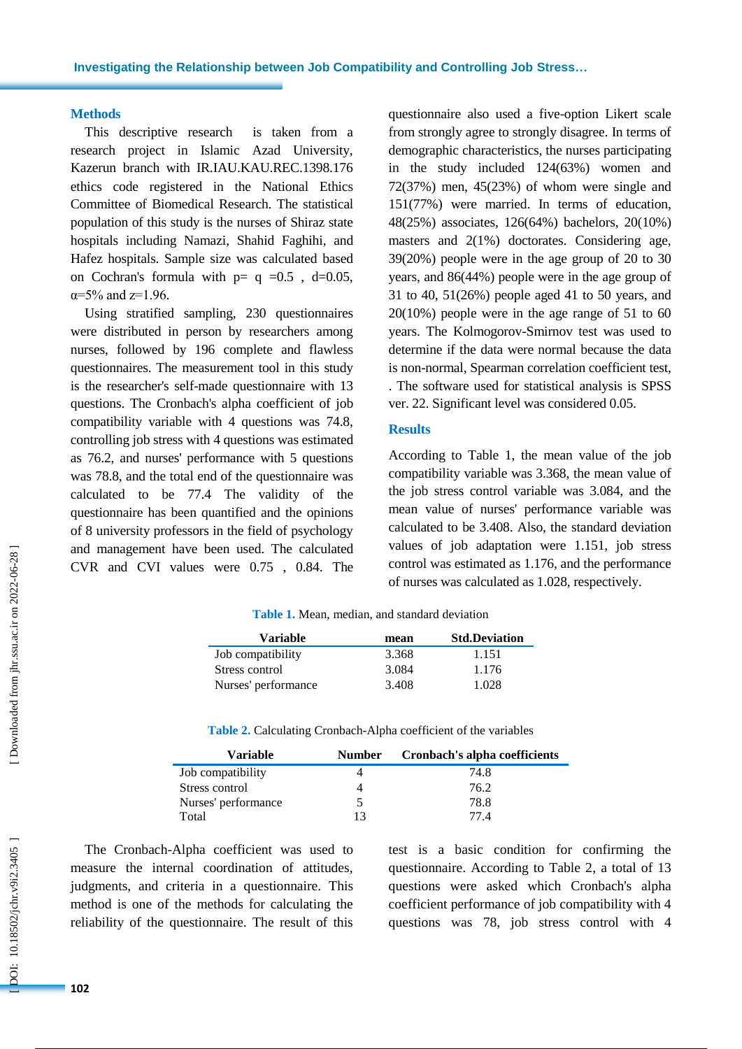## Methods

This descriptive research is taken from a research project in Islamic Azad University, Kazerun branch with IR.IAU.KAU.REC.1398.176 ethics code registered in the National Ethics Committee of Biomedical Research. The statistical population of this study is the nurses of Shiraz state hospitals including Namazi, Shahid Faghihi, and Hafez hospitals. Sample size was calculated based on Cochran's formula with p= q =0.5 , d=0.05, α=5% and z=1.96.

Using stratified sampling, 230 questionnaires were distributed in person by researchers among nurses, followed by 196 complete and flawless questionnaires. The measurement tool in this study is the researcher's self-made questionnaire with 13 questions. The Cronbach's alpha coefficient of job compatibility variable with 4 questions was 74.8, controlling job stress with 4 questions was estimated as 76.2, and nurses' performance with 5 questions was 78.8, and the total end of the questionnaire was calculated to be 77.4 The validity of the questionnaire has been quantified and the opinions of 8 university professors in the field of psychology and management have been used. The calculated CVR and CVI values were 0.75 , 0.84. The questionnaire also used a five-option Likert scale from strongly agree to strongly disagree. In terms of demographic characteristics, the nurses participating in the study included 124(63%) women and 72(37%) men, 45(23%) of whom were single and 151(77%) were married. In terms of education, 48(25%) associates, 126(64%) bachelors, 20(10%) masters and 2(1%) doctorates. Considering age, 39(20%) people were in the age group of 20 to 30 years, and 86(44%) people were in the age group of 31 to 40, 51(26%) people aged 41 to 50 years, and 20(10%) people were in the age range of 51 to 60 years. The Kolmogorov-Smirnov test was used to determine if the data were normal because the data is non-normal, Spearman correlation coefficient test, . The software used for statistical analysis is SPSS ver. 22. Significant level was considered 0.05.

## Results

According to Table 1, the mean value of the job compatibility variable was 3.368, the mean value of the job stress control variable was 3.084, and the mean value of nurses' performance variable was calculated to be 3.408. Also, the standard deviation values of job adaptation were 1.151, job stress control was estimated as 1.176, and the performance of nurses was calculated as 1.028, respectively.

**Table 1.** Mean, median, and standard deviation

| Variable | mean | Std.Deviation |
|---|---|---|
| Job compatibility | 3.368 | 1.151 |
| Stress control | 3.084 | 1.176 |
| Nurses' performance | 3.408 | 1.028 |

**Table 2.** Calculating Cronbach-Alpha coefficient of the variables

| Variable | Number | Cronbach's alpha coefficients |
|---|---|---|
| Job compatibility | 4 | 74.8 |
| Stress control | 4 | 76.2 |
| Nurses' performance | 5 | 78.8 |
| Total | 13 | 77.4 |

The Cronbach-Alpha coefficient was used to measure the internal coordination of attitudes, judgments, and criteria in a questionnaire. This method is one of the methods for calculating the reliability of the questionnaire. The result of this test is a basic condition for confirming the questionnaire. According to Table 2, a total of 13 questions were asked which Cronbach's alpha coefficient performance of job compatibility with 4 questions was 78, job stress control with 4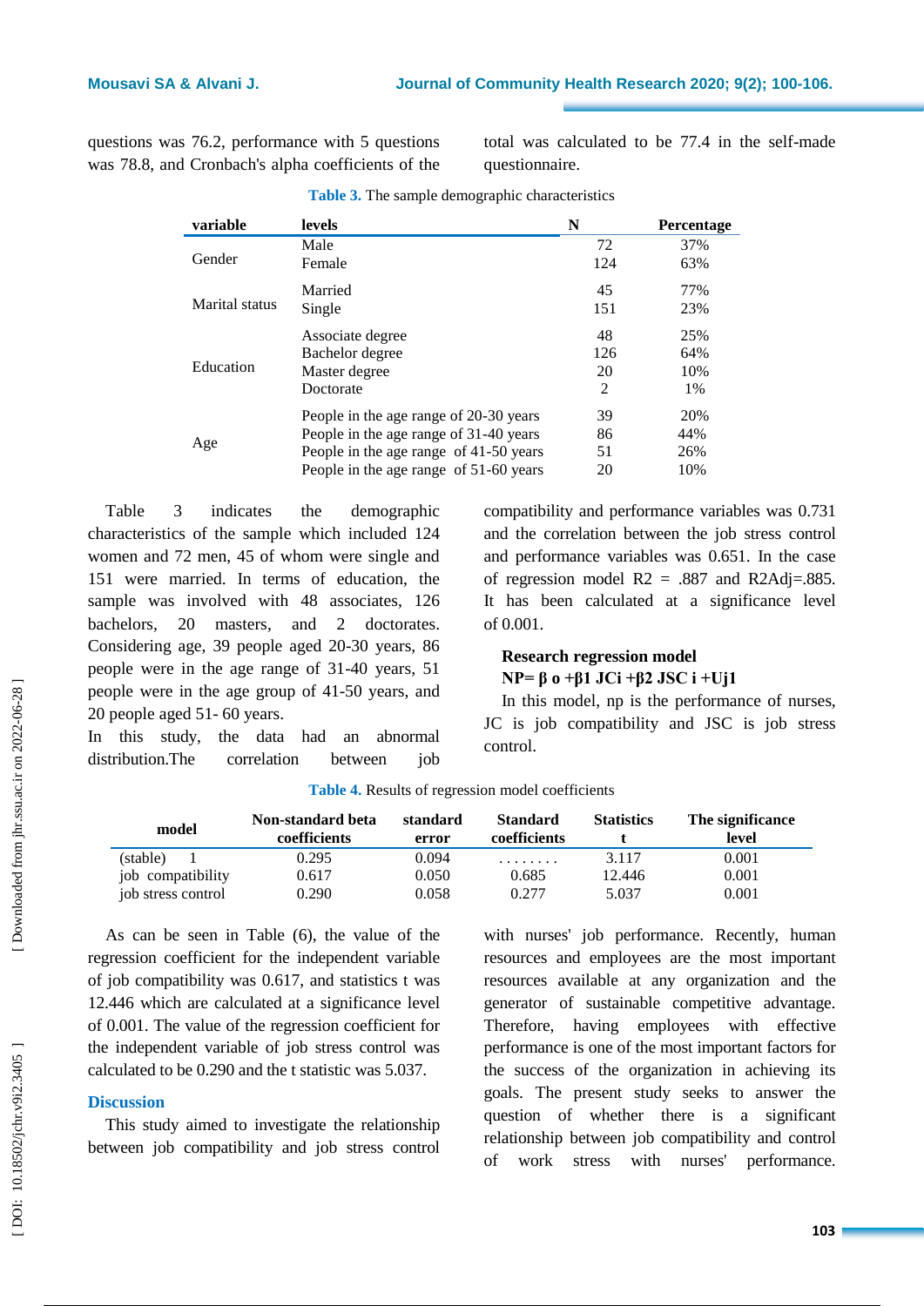questions was 76.2, performance with 5 questions was 78.8, and Cronbach's alpha coefficients of the total was calculated to be 77.4 in the self-made questionnaire.

**Table 3.** The sample demographic characteristics

| variable | levels | N | Percentage |
|---|---|---|---|
| Gender | Male | 72 | 37% |
| | Female | 124 | 63% |
| Marital status | Married | 45 | 77% |
| | Single | 151 | 23% |
| Education | Associate degree | 48 | 25% |
| | Bachelor degree | 126 | 64% |
| | Master degree | 20 | 10% |
| | Doctorate | 2 | 1% |
| Age | People in the age range of 20-30 years | 39 | 20% |
| | People in the age range of 31-40 years | 86 | 44% |
| | People in the age range of 41-50 years | 51 | 26% |
| | People in the age range of 51-60 years | 20 | 10% |

Table 3 indicates the demographic characteristics of the sample which included 124 women and 72 men, 45 of whom were single and 151 were married. In terms of education, the sample was involved with 48 associates, 126 bachelors, 20 masters, and 2 doctorates. Considering age, 39 people aged 20-30 years, 86 people were in the age range of 31-40 years, 51 people were in the age group of 41-50 years, and 20 people aged 51- 60 years.

In this study, the data had an abnormal distribution.The correlation between job compatibility and performance variables was 0.731 and the correlation between the job stress control and performance variables was 0.651. In the case of regression model R2 = .887 and R2Adj=.885. It has been calculated at a significance level of 0.001.

**Research regression model**

**NP= β o +β1 JCi +β2 JSC i +Uj1**

In this model, np is the performance of nurses, JC is job compatibility and JSC is job stress control.

**Table 4.** Results of regression model coefficients

| model | Non-standard beta coefficients | standard error | Standard coefficients | Statistics t | The significance level |
|---|---|---|---|---|---|
| (stable) 1 | 0.295 | 0.094 | ........ | 3.117 | 0.001 |
| job compatibility | 0.617 | 0.050 | 0.685 | 12.446 | 0.001 |
| job stress control | 0.290 | 0.058 | 0.277 | 5.037 | 0.001 |

As can be seen in Table (6), the value of the regression coefficient for the independent variable of job compatibility was 0.617, and statistics t was 12.446 which are calculated at a significance level of 0.001. The value of the regression coefficient for the independent variable of job stress control was calculated to be 0.290 and the t statistic was 5.037.

## Discussion

This study aimed to investigate the relationship between job compatibility and job stress control with nurses' job performance. Recently, human resources and employees are the most important resources available at any organization and the generator of sustainable competitive advantage. Therefore, having employees with effective performance is one of the most important factors for the success of the organization in achieving its goals. The present study seeks to answer the question of whether there is a significant relationship between job compatibility and control of work stress with nurses' performance.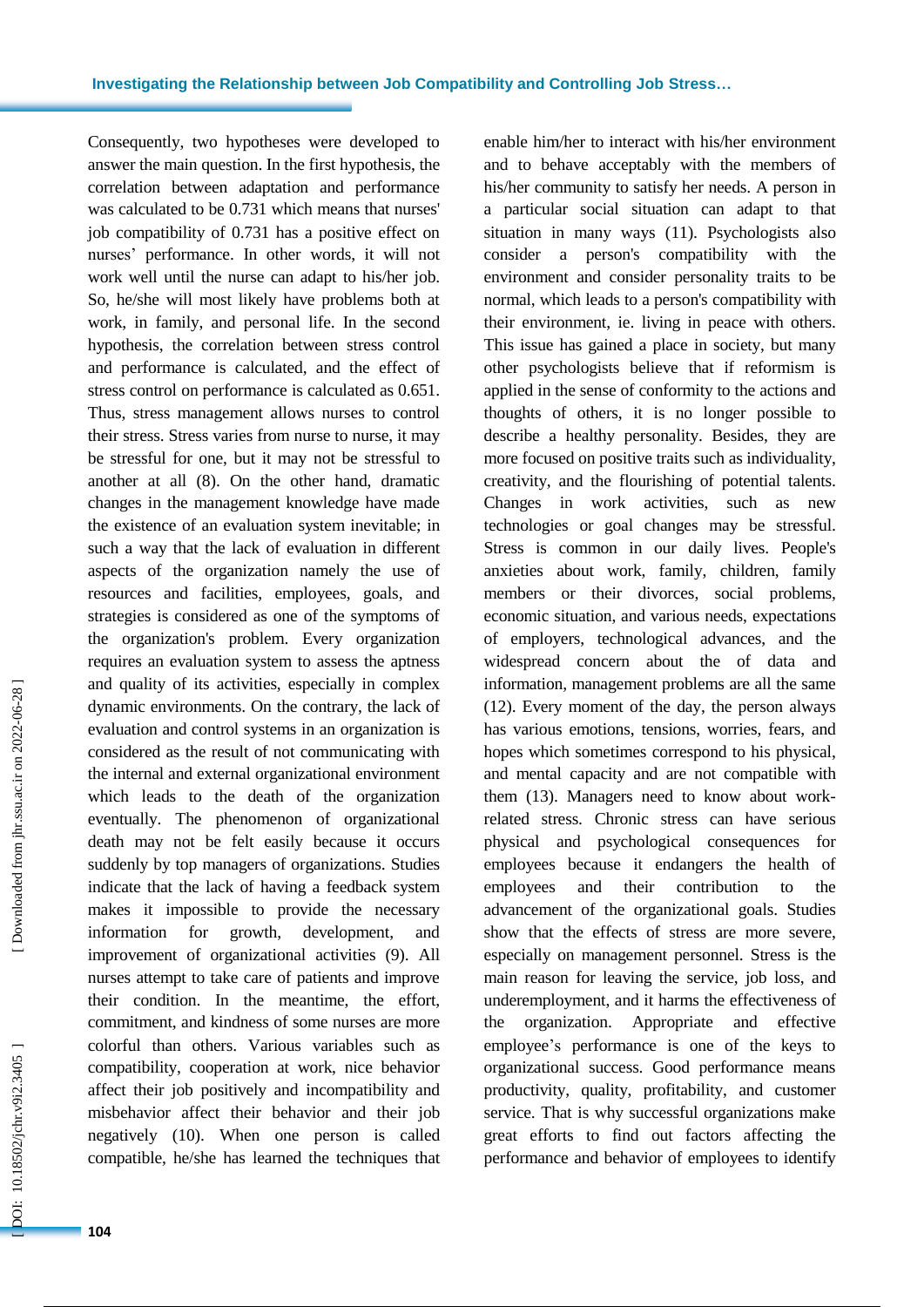Consequently, two hypotheses were developed to answer the main question. In the first hypothesis, the correlation between adaptation and performance was calculated to be 0.731 which means that nurses' job compatibility of 0.731 has a positive effect on nurses' performance. In other words, it will not work well until the nurse can adapt to his/her job. So, he/she will most likely have problems both at work, in family, and personal life. In the second hypothesis, the correlation between stress control and performance is calculated, and the effect of stress control on performance is calculated as 0.651. Thus, stress management allows nurses to control their stress. Stress varies from nurse to nurse, it may be stressful for one, but it may not be stressful to another at all (8). On the other hand, dramatic changes in the management knowledge have made the existence of an evaluation system inevitable; in such a way that the lack of evaluation in different aspects of the organization namely the use of resources and facilities, employees, goals, and strategies is considered as one of the symptoms of the organization's problem. Every organization requires an evaluation system to assess the aptness and quality of its activities, especially in complex dynamic environments. On the contrary, the lack of evaluation and control systems in an organization is considered as the result of not communicating with the internal and external organizational environment which leads to the death of the organization eventually. The phenomenon of organizational death may not be felt easily because it occurs suddenly by top managers of organizations. Studies indicate that the lack of having a feedback system makes it impossible to provide the necessary information for growth, development, and improvement of organizational activities (9). All nurses attempt to take care of patients and improve their condition. In the meantime, the effort, commitment, and kindness of some nurses are more colorful than others. Various variables such as compatibility, cooperation at work, nice behavior affect their job positively and incompatibility and misbehavior affect their behavior and their job negatively (10). When one person is called compatible, he/she has learned the techniques that enable him/her to interact with his/her environment and to behave acceptably with the members of his/her community to satisfy her needs. A person in a particular social situation can adapt to that situation in many ways (11). Psychologists also consider a person's compatibility with the environment and consider personality traits to be normal, which leads to a person's compatibility with their environment, ie. living in peace with others. This issue has gained a place in society, but many other psychologists believe that if reformism is applied in the sense of conformity to the actions and thoughts of others, it is no longer possible to describe a healthy personality. Besides, they are more focused on positive traits such as individuality, creativity, and the flourishing of potential talents. Changes in work activities, such as new technologies or goal changes may be stressful. Stress is common in our daily lives. People's anxieties about work, family, children, family members or their divorces, social problems, economic situation, and various needs, expectations of employers, technological advances, and the widespread concern about the of data and information, management problems are all the same (12). Every moment of the day, the person always has various emotions, tensions, worries, fears, and hopes which sometimes correspond to his physical, and mental capacity and are not compatible with them (13). Managers need to know about work-related stress. Chronic stress can have serious physical and psychological consequences for employees because it endangers the health of employees and their contribution to the advancement of the organizational goals. Studies show that the effects of stress are more severe, especially on management personnel. Stress is the main reason for leaving the service, job loss, and underemployment, and it harms the effectiveness of the organization. Appropriate and effective employee's performance is one of the keys to organizational success. Good performance means productivity, quality, profitability, and customer service. That is why successful organizations make great efforts to find out factors affecting the performance and behavior of employees to identify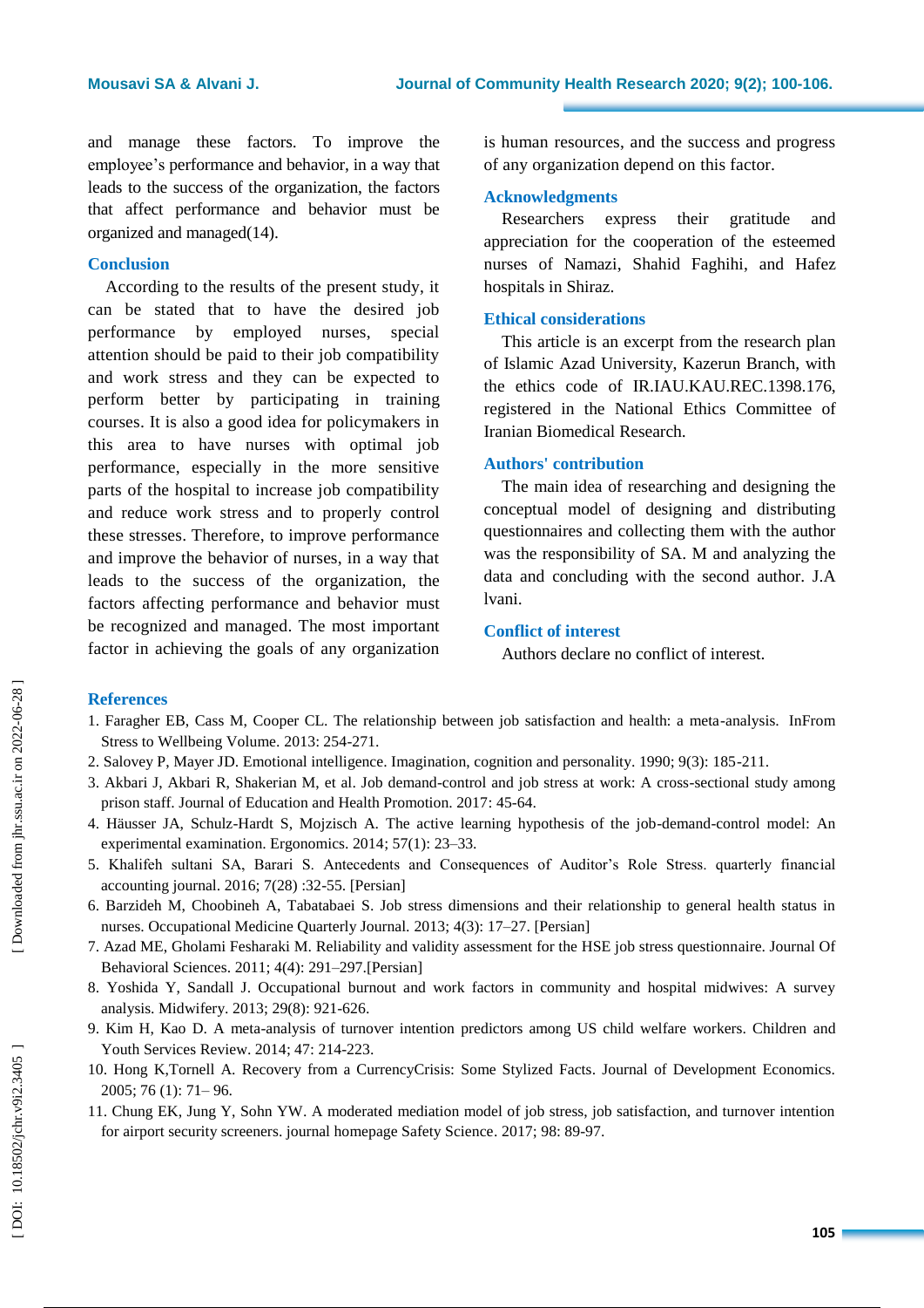and manage these factors. To improve the employee's performance and behavior, in a way that leads to the success of the organization, the factors that affect performance and behavior must be organized and managed(14).

## Conclusion

According to the results of the present study, it can be stated that to have the desired job performance by employed nurses, special attention should be paid to their job compatibility and work stress and they can be expected to perform better by participating in training courses. It is also a good idea for policymakers in this area to have nurses with optimal job performance, especially in the more sensitive parts of the hospital to increase job compatibility and reduce work stress and to properly control these stresses. Therefore, to improve performance and improve the behavior of nurses, in a way that leads to the success of the organization, the factors affecting performance and behavior must be recognized and managed. The most important factor in achieving the goals of any organization is human resources, and the success and progress of any organization depend on this factor.

## Acknowledgments

Researchers express their gratitude and appreciation for the cooperation of the esteemed nurses of Namazi, Shahid Faghihi, and Hafez hospitals in Shiraz.

## Ethical considerations

This article is an excerpt from the research plan of Islamic Azad University, Kazerun Branch, with the ethics code of IR.IAU.KAU.REC.1398.176, registered in the National Ethics Committee of Iranian Biomedical Research.

## Authors' contribution

The main idea of researching and designing the conceptual model of designing and distributing questionnaires and collecting them with the author was the responsibility of SA. M and analyzing the data and concluding with the second author. J.A lvani.

## Conflict of interest

Authors declare no conflict of interest.

## References

1. Faragher EB, Cass M, Cooper CL. The relationship between job satisfaction and health: a meta-analysis. InFrom Stress to Wellbeing Volume. 2013: 254-271.
2. Salovey P, Mayer JD. Emotional intelligence. Imagination, cognition and personality. 1990; 9(3): 185-211.
3. Akbari J, Akbari R, Shakerian M, et al. Job demand-control and job stress at work: A cross-sectional study among prison staff. Journal of Education and Health Promotion. 2017: 45-64.
4. Häusser JA, Schulz-Hardt S, Mojzisch A. The active learning hypothesis of the job-demand-control model: An experimental examination. Ergonomics. 2014; 57(1): 23–33.
5. Khalifeh sultani SA, Barari S. Antecedents and Consequences of Auditor's Role Stress. quarterly financial accounting journal. 2016; 7(28) :32-55. [Persian]
6. Barzideh M, Choobineh A, Tabatabaei S. Job stress dimensions and their relationship to general health status in nurses. Occupational Medicine Quarterly Journal. 2013; 4(3): 17–27. [Persian]
7. Azad ME, Gholami Fesharaki M. Reliability and validity assessment for the HSE job stress questionnaire. Journal Of Behavioral Sciences. 2011; 4(4): 291–297.[Persian]
8. Yoshida Y, Sandall J. Occupational burnout and work factors in community and hospital midwives: A survey analysis. Midwifery. 2013; 29(8): 921-626.
9. Kim H, Kao D. A meta-analysis of turnover intention predictors among US child welfare workers. Children and Youth Services Review. 2014; 47: 214-223.
10. Hong K,Tornell A. Recovery from a CurrencyCrisis: Some Stylized Facts. Journal of Development Economics. 2005; 76 (1): 71– 96.
11. Chung EK, Jung Y, Sohn YW. A moderated mediation model of job stress, job satisfaction, and turnover intention for airport security screeners. journal homepage Safety Science. 2017; 98: 89-97.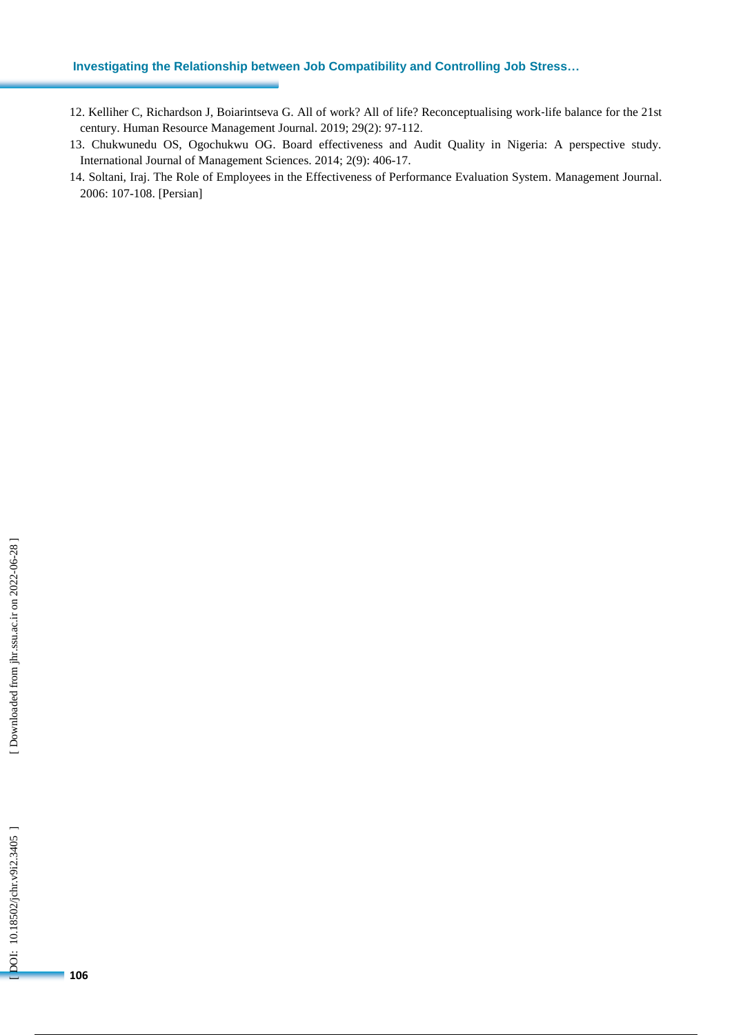12. Kelliher C, Richardson J, Boiarintseva G. All of work? All of life? Reconceptualising work-life balance for the 21st century. Human Resource Management Journal. 2019; 29(2): 97-112.
13. Chukwunedu OS, Ogochukwu OG. Board effectiveness and Audit Quality in Nigeria: A perspective study. International Journal of Management Sciences. 2014; 2(9): 406-17.
14. Soltani, Iraj. The Role of Employees in the Effectiveness of Performance Evaluation System. Management Journal. 2006: 107-108. [Persian]